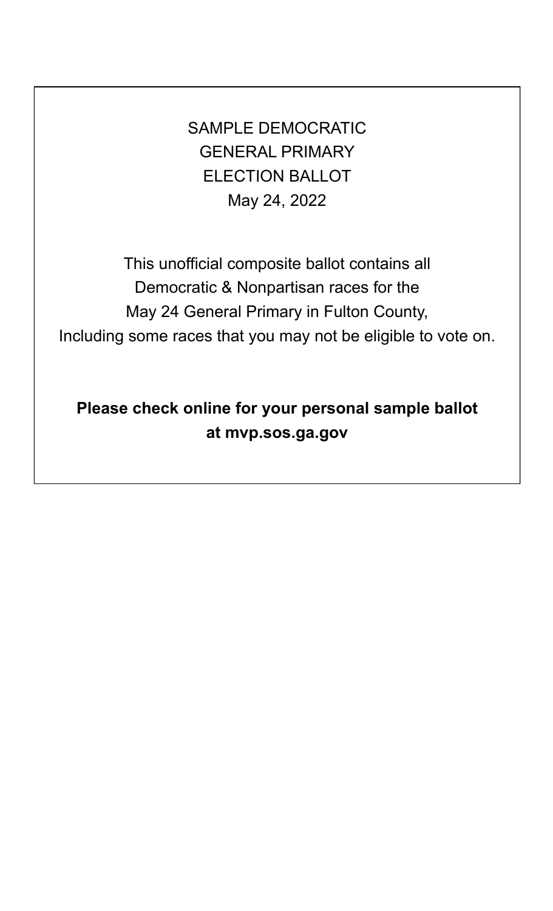# SAMPLE DEMOCRATIC GENERAL PRIMARY ELECTION BALLOT

May 24, 2022

This unofficial composite ballot contains all Democratic & Nonpartisan races for the May 24 General Primary in Fulton County, Including some races that you may not be eligible to vote on.

**Please check online for your personal sample ballot at mvp.sos.ga.gov**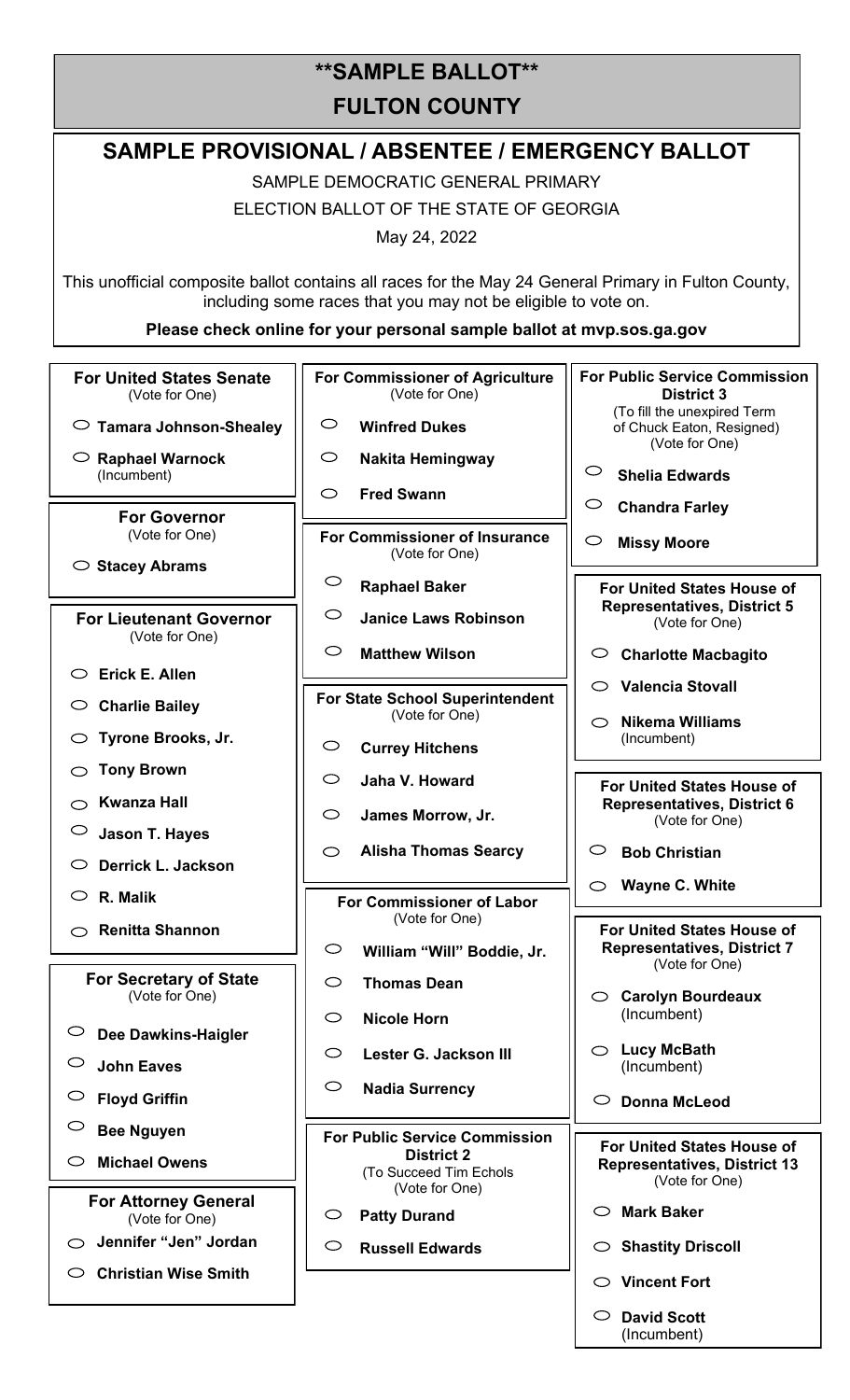# **SAMPLE BALLOT**

# FULTON COUNTY

## SAMPLE PROVISIONAL / ABSENTEE / EMERGENCY BALLOT

SAMPLE DEMOCRATIC GENERAL PRIMARY

ELECTION BALLOT OF THE STATE OF GEORGIA

May 24, 2022

This unofficial composite ballot contains all races for the May 24 General Primary in Fulton County, including some races that you may not be eligible to vote on.

**Please check online for your personal sample ballot at mvp.sos.ga.gov**

### For United States Senate
(Vote for One)

- **Tamara Johnson-Shealey**
- **Raphael Warnock** (Incumbent)

### For Governor
(Vote for One)

- **Stacey Abrams**

### For Lieutenant Governor
(Vote for One)

- **Erick E. Allen**
- **Charlie Bailey**
- **Tyrone Brooks, Jr.**
- **Tony Brown**
- **Kwanza Hall**
- **Jason T. Hayes**
- **Derrick L. Jackson**
- **R. Malik**
- **Renitta Shannon**

### For Secretary of State
(Vote for One)

- **Dee Dawkins-Haigler**
- **John Eaves**
- **Floyd Griffin**
- **Bee Nguyen**
- **Michael Owens**

### For Attorney General
(Vote for One)

- **Jennifer "Jen" Jordan**
- **Christian Wise Smith**

### For Commissioner of Agriculture
(Vote for One)

- **Winfred Dukes**
- **Nakita Hemingway**
- **Fred Swann**

### For Commissioner of Insurance
(Vote for One)

- **Raphael Baker**
- **Janice Laws Robinson**
- **Matthew Wilson**

### For State School Superintendent
(Vote for One)

- **Currey Hitchens**
- **Jaha V. Howard**
- **James Morrow, Jr.**
- **Alisha Thomas Searcy**

### For Commissioner of Labor
(Vote for One)

- **William "Will" Boddie, Jr.**
- **Thomas Dean**
- **Nicole Horn**
- **Lester G. Jackson III**
- **Nadia Surrency**

### For Public Service Commission District 2
(To Succeed Tim Echols)
(Vote for One)

- **Patty Durand**
- **Russell Edwards**

### For Public Service Commission District 3
(To fill the unexpired Term of Chuck Eaton, Resigned)
(Vote for One)

- **Shelia Edwards**
- **Chandra Farley**
- **Missy Moore**

### For United States House of Representatives, District 5
(Vote for One)

- **Charlotte Macbagito**
- **Valencia Stovall**
- **Nikema Williams** (Incumbent)

### For United States House of Representatives, District 6
(Vote for One)

- **Bob Christian**
- **Wayne C. White**

### For United States House of Representatives, District 7
(Vote for One)

- **Carolyn Bourdeaux** (Incumbent)
- **Lucy McBath** (Incumbent)
- **Donna McLeod**

### For United States House of Representatives, District 13
(Vote for One)

- **Mark Baker**
- **Shastity Driscoll**
- **Vincent Fort**
- **David Scott** (Incumbent)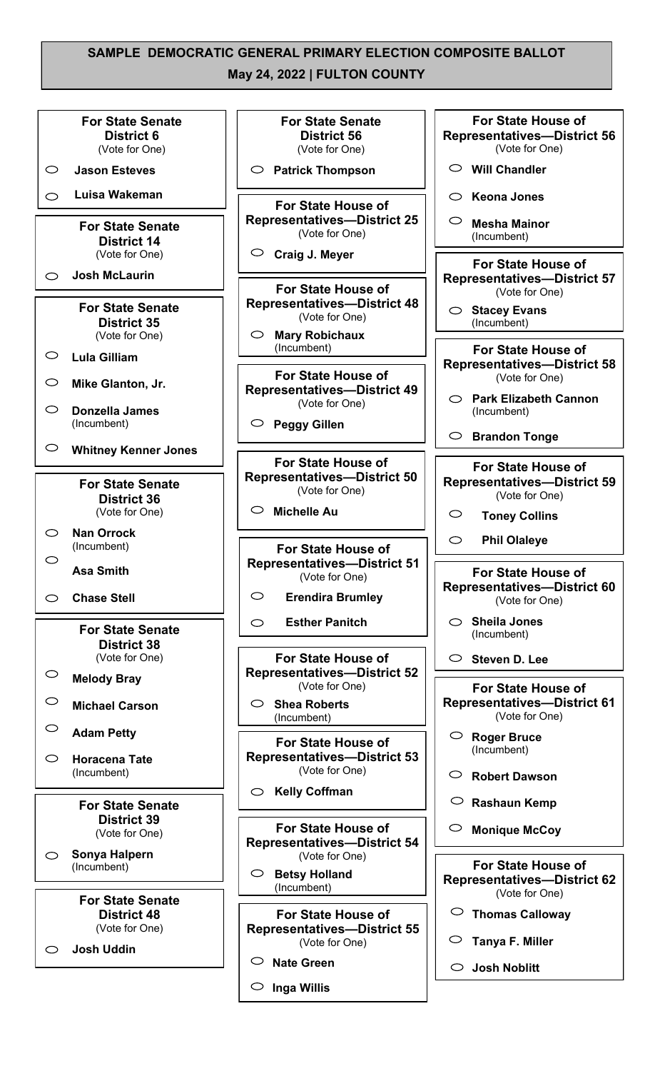# SAMPLE DEMOCRATIC GENERAL PRIMARY ELECTION COMPOSITE BALLOT

## May 24, 2022 | FULTON COUNTY

### For State Senate District 6
(Vote for One)

- Jason Esteves
- Luisa Wakeman

### For State Senate District 14
(Vote for One)

- Josh McLaurin

### For State Senate District 35
(Vote for One)

- Lula Gilliam
- Mike Glanton, Jr.
- Donzella James (Incumbent)
- Whitney Kenner Jones

### For State Senate District 36
(Vote for One)

- Nan Orrock (Incumbent)
- Asa Smith
- Chase Stell

### For State Senate District 38
(Vote for One)

- Melody Bray
- Michael Carson
- Adam Petty
- Horacena Tate (Incumbent)

### For State Senate District 39
(Vote for One)

- Sonya Halpern (Incumbent)

### For State Senate District 48
(Vote for One)

- Josh Uddin

### For State Senate District 56
(Vote for One)

- Patrick Thompson

### For State House of Representatives—District 25
(Vote for One)

- Craig J. Meyer

### For State House of Representatives—District 48
(Vote for One)

- Mary Robichaux (Incumbent)

### For State House of Representatives—District 49
(Vote for One)

- Peggy Gillen

### For State House of Representatives—District 50
(Vote for One)

- Michelle Au

### For State House of Representatives—District 51
(Vote for One)

- Erendira Brumley
- Esther Panitch

### For State House of Representatives—District 52
(Vote for One)

- Shea Roberts (Incumbent)

### For State House of Representatives—District 53
(Vote for One)

- Kelly Coffman

### For State House of Representatives—District 54
(Vote for One)

- Betsy Holland (Incumbent)

### For State House of Representatives—District 55
(Vote for One)

- Nate Green
- Inga Willis

### For State House of Representatives—District 56
(Vote for One)

- Will Chandler
- Keona Jones
- Mesha Mainor (Incumbent)

### For State House of Representatives—District 57
(Vote for One)

- Stacey Evans (Incumbent)

### For State House of Representatives—District 58
(Vote for One)

- Park Elizabeth Cannon (Incumbent)
- Brandon Tonge

### For State House of Representatives—District 59
(Vote for One)

- Toney Collins
- Phil Olaleye

### For State House of Representatives—District 60
(Vote for One)

- Sheila Jones (Incumbent)
- Steven D. Lee

### For State House of Representatives—District 61
(Vote for One)

- Roger Bruce (Incumbent)
- Robert Dawson
- Rashaun Kemp
- Monique McCoy

### For State House of Representatives—District 62
(Vote for One)

- Thomas Calloway
- Tanya F. Miller
- Josh Noblitt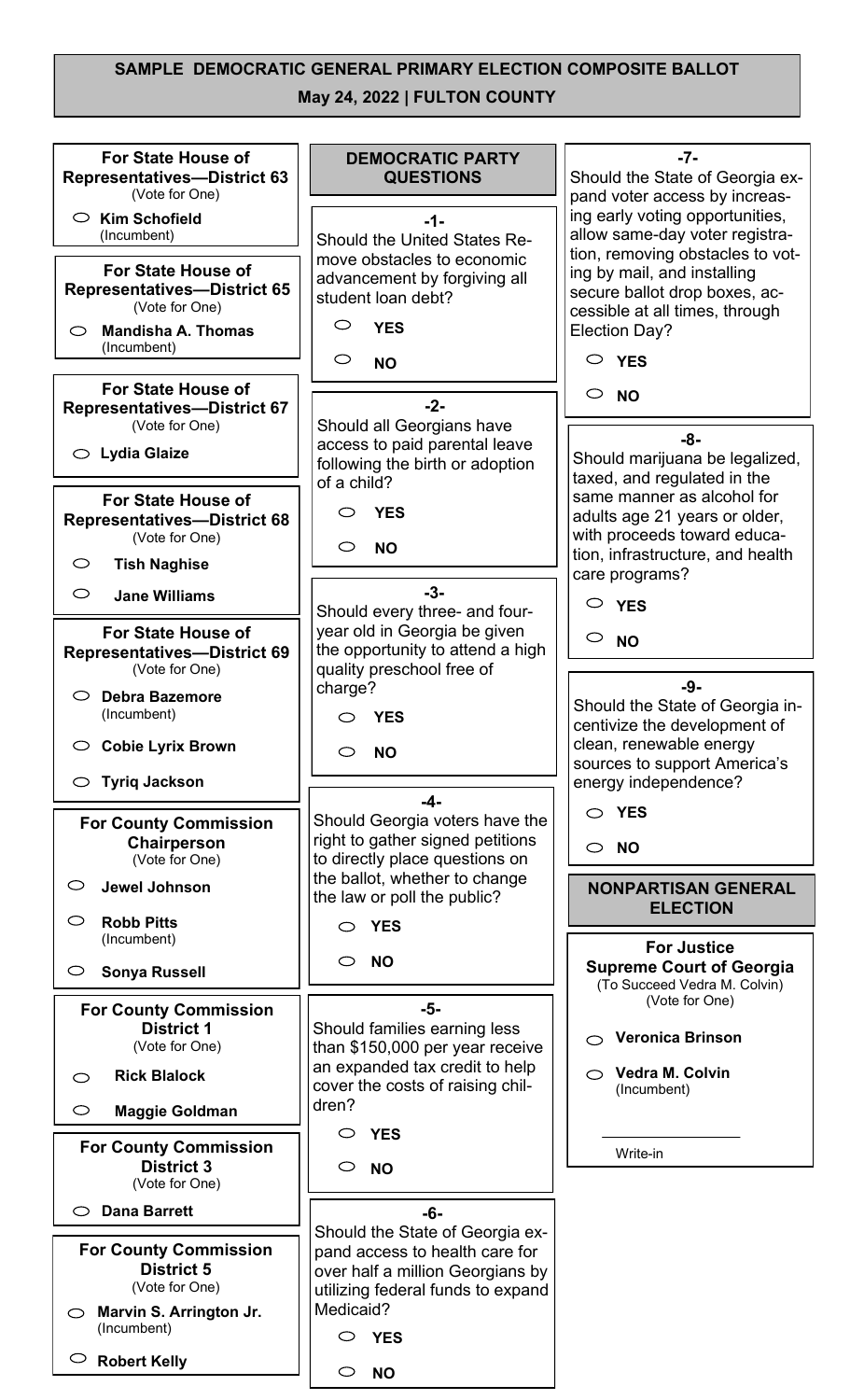# SAMPLE DEMOCRATIC GENERAL PRIMARY ELECTION COMPOSITE BALLOT

**May 24, 2022 | FULTON COUNTY**

### For State House of Representatives—District 63
(Vote for One)

- ○ **Kim Schofield** (Incumbent)

### For State House of Representatives—District 65
(Vote for One)

- ○ **Mandisha A. Thomas** (Incumbent)

### For State House of Representatives—District 67
(Vote for One)

- ○ **Lydia Glaize**

### For State House of Representatives—District 68
(Vote for One)

- ○ **Tish Naghise**
- ○ **Jane Williams**

### For State House of Representatives—District 69
(Vote for One)

- ○ **Debra Bazemore** (Incumbent)
- ○ **Cobie Lyrix Brown**
- ○ **Tyriq Jackson**

### For County Commission Chairperson
(Vote for One)

- ○ **Jewel Johnson**
- ○ **Robb Pitts** (Incumbent)
- ○ **Sonya Russell**

### For County Commission District 1
(Vote for One)

- ○ **Rick Blalock**
- ○ **Maggie Goldman**

### For County Commission District 3
(Vote for One)

- ○ **Dana Barrett**

### For County Commission District 5
(Vote for One)

- ○ **Marvin S. Arrington Jr.** (Incumbent)
- ○ **Robert Kelly**

## DEMOCRATIC PARTY QUESTIONS

**-1-**

Should the United States Remove obstacles to economic advancement by forgiving all student loan debt?

- ○ **YES**
- ○ **NO**

**-2-**

Should all Georgians have access to paid parental leave following the birth or adoption of a child?

- ○ **YES**
- ○ **NO**

**-3-**

Should every three- and four-year old in Georgia be given the opportunity to attend a high quality preschool free of charge?

- ○ **YES**
- ○ **NO**

**-4-**

Should Georgia voters have the right to gather signed petitions to directly place questions on the ballot, whether to change the law or poll the public?

- ○ **YES**
- ○ **NO**

**-5-**

Should families earning less than $150,000 per year receive an expanded tax credit to help cover the costs of raising children?

- ○ **YES**
- ○ **NO**

**-6-**

Should the State of Georgia expand access to health care for over half a million Georgians by utilizing federal funds to expand Medicaid?

- ○ **YES**
- ○ **NO**

**-7-**

Should the State of Georgia expand voter access by increasing early voting opportunities, allow same-day voter registration, removing obstacles to voting by mail, and installing secure ballot drop boxes, accessible at all times, through Election Day?

- ○ **YES**
- ○ **NO**

**-8-**

Should marijuana be legalized, taxed, and regulated in the same manner as alcohol for adults age 21 years or older, with proceeds toward education, infrastructure, and health care programs?

- ○ **YES**
- ○ **NO**

**-9-**

Should the State of Georgia incentivize the development of clean, renewable energy sources to support America's energy independence?

- ○ **YES**
- ○ **NO**

## NONPARTISAN GENERAL ELECTION

### For Justice Supreme Court of Georgia
(To Succeed Vedra M. Colvin)
(Vote for One)

- ○ **Veronica Brinson**
- ○ **Vedra M. Colvin** (Incumbent)

\_\_\_\_\_\_\_\_\_\_\_\_\_\_\_\_
Write-in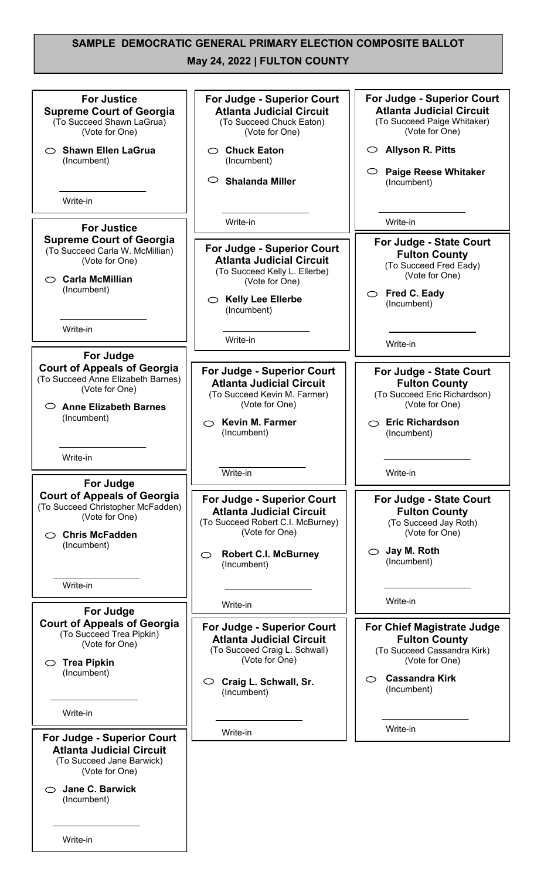# SAMPLE DEMOCRATIC GENERAL PRIMARY ELECTION COMPOSITE BALLOT

## May 24, 2022 | FULTON COUNTY

### For Justice Supreme Court of Georgia
(To Succeed Shawn LaGrua)
(Vote for One)

- **Shawn Ellen LaGrua** (Incumbent)
- Write-in

### For Justice Supreme Court of Georgia
(To Succeed Carla W. McMillian)
(Vote for One)

- **Carla McMillian** (Incumbent)
- Write-in

### For Judge Court of Appeals of Georgia
(To Succeed Anne Elizabeth Barnes)
(Vote for One)

- **Anne Elizabeth Barnes** (Incumbent)
- Write-in

### For Judge Court of Appeals of Georgia
(To Succeed Christopher McFadden)
(Vote for One)

- **Chris McFadden** (Incumbent)
- Write-in

### For Judge Court of Appeals of Georgia
(To Succeed Trea Pipkin)
(Vote for One)

- **Trea Pipkin** (Incumbent)
- Write-in

### For Judge - Superior Court Atlanta Judicial Circuit
(To Succeed Jane Barwick)
(Vote for One)

- **Jane C. Barwick** (Incumbent)
- Write-in

### For Judge - Superior Court Atlanta Judicial Circuit
(To Succeed Chuck Eaton)
(Vote for One)

- **Chuck Eaton** (Incumbent)
- **Shalanda Miller**
- Write-in

### For Judge - Superior Court Atlanta Judicial Circuit
(To Succeed Kelly L. Ellerbe)
(Vote for One)

- **Kelly Lee Ellerbe** (Incumbent)
- Write-in

### For Judge - Superior Court Atlanta Judicial Circuit
(To Succeed Kevin M. Farmer)
(Vote for One)

- **Kevin M. Farmer** (Incumbent)
- Write-in

### For Judge - Superior Court Atlanta Judicial Circuit
(To Succeed Robert C.I. McBurney)
(Vote for One)

- **Robert C.I. McBurney** (Incumbent)
- Write-in

### For Judge - Superior Court Atlanta Judicial Circuit
(To Succeed Craig L. Schwall)
(Vote for One)

- **Craig L. Schwall, Sr.** (Incumbent)
- Write-in

### For Judge - Superior Court Atlanta Judicial Circuit
(To Succeed Paige Whitaker)
(Vote for One)

- **Allyson R. Pitts**
- **Paige Reese Whitaker** (Incumbent)
- Write-in

### For Judge - State Court Fulton County
(To Succeed Fred Eady)
(Vote for One)

- **Fred C. Eady** (Incumbent)
- Write-in

### For Judge - State Court Fulton County
(To Succeed Eric Richardson)
(Vote for One)

- **Eric Richardson** (Incumbent)
- Write-in

### For Judge - State Court Fulton County
(To Succeed Jay Roth)
(Vote for One)

- **Jay M. Roth** (Incumbent)
- Write-in

### For Chief Magistrate Judge Fulton County
(To Succeed Cassandra Kirk)
(Vote for One)

- **Cassandra Kirk** (Incumbent)
- Write-in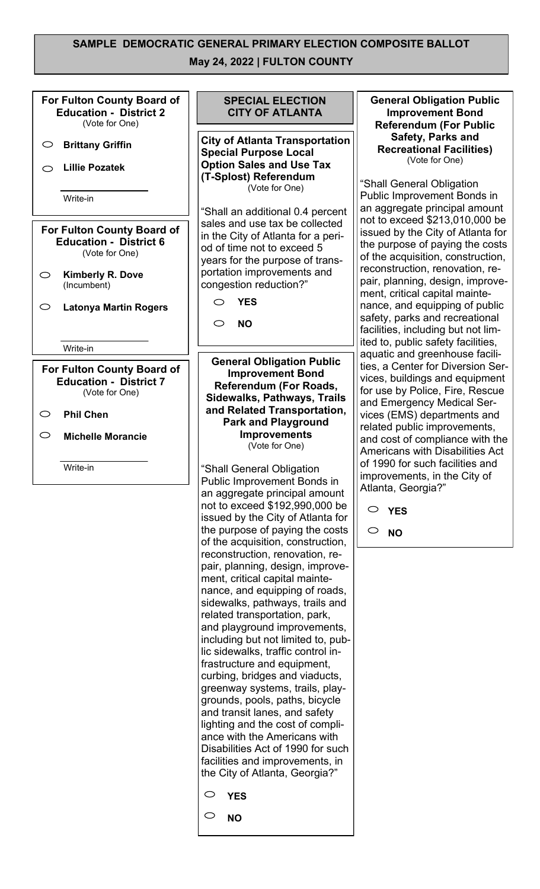# SAMPLE DEMOCRATIC GENERAL PRIMARY ELECTION COMPOSITE BALLOT

**May 24, 2022 | FULTON COUNTY**

**For Fulton County Board of Education - District 2**
(Vote for One)

- ○ **Brittany Griffin**
- ○ **Lillie Pozatek**

______ Write-in

**For Fulton County Board of Education - District 6**
(Vote for One)

- ○ **Kimberly R. Dove** (Incumbent)
- ○ **Latonya Martin Rogers**

______ Write-in

**For Fulton County Board of Education - District 7**
(Vote for One)

- ○ **Phil Chen**
- ○ **Michelle Morancie**

______ Write-in

## SPECIAL ELECTION CITY OF ATLANTA

**City of Atlanta Transportation Special Purpose Local Option Sales and Use Tax (T-Splost) Referendum**
(Vote for One)

"Shall an additional 0.4 percent sales and use tax be collected in the City of Atlanta for a period of time not to exceed 5 years for the purpose of transportation improvements and congestion reduction?"

- ○ **YES**
- ○ **NO**

**General Obligation Public Improvement Bond Referendum (For Roads, Sidewalks, Pathways, Trails and Related Transportation, Park and Playground Improvements**
(Vote for One)

"Shall General Obligation Public Improvement Bonds in an aggregate principal amount not to exceed $192,990,000 be issued by the City of Atlanta for the purpose of paying the costs of the acquisition, construction, reconstruction, renovation, repair, planning, design, improvement, critical capital maintenance, and equipping of roads, sidewalks, pathways, trails and related transportation, park, and playground improvements, including but not limited to, public sidewalks, traffic control infrastructure and equipment, curbing, bridges and viaducts, greenway systems, trails, playgrounds, pools, paths, bicycle and transit lanes, and safety lighting and the cost of compliance with the Americans with Disabilities Act of 1990 for such facilities and improvements, in the City of Atlanta, Georgia?"

- ○ **YES**
- ○ **NO**

**General Obligation Public Improvement Bond Referendum (For Public Safety, Parks and Recreational Facilities)**
(Vote for One)

"Shall General Obligation Public Improvement Bonds in an aggregate principal amount not to exceed $213,010,000 be issued by the City of Atlanta for the purpose of paying the costs of the acquisition, construction, reconstruction, renovation, repair, planning, design, improvement, critical capital maintenance, and equipping of public safety, parks and recreational facilities, including but not limited to, public safety facilities, aquatic and greenhouse facilities, a Center for Diversion Services, buildings and equipment for use by Police, Fire, Rescue and Emergency Medical Services (EMS) departments and related public improvements, and cost of compliance with the Americans with Disabilities Act of 1990 for such facilities and improvements, in the City of Atlanta, Georgia?"

- ○ **YES**
- ○ **NO**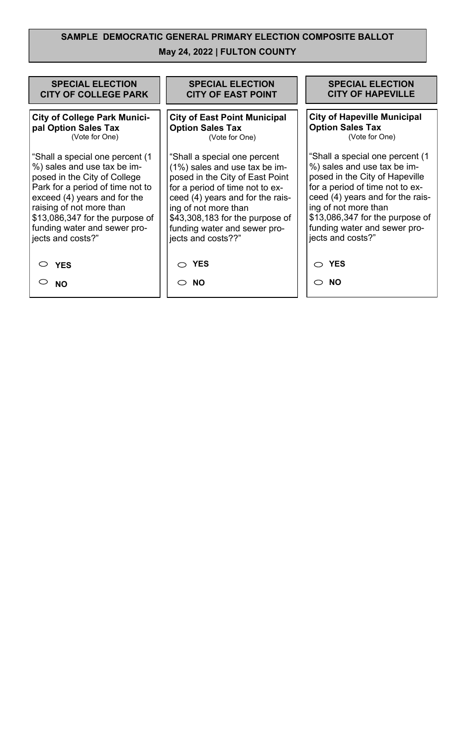# SAMPLE DEMOCRATIC GENERAL PRIMARY ELECTION COMPOSITE BALLOT

**May 24, 2022 | FULTON COUNTY**

## SPECIAL ELECTION CITY OF COLLEGE PARK

**City of College Park Municipal Option Sales Tax**
(Vote for One)

"Shall a special one percent (1 %) sales and use tax be imposed in the City of College Park for a period of time not to exceed (4) years and for the raising of not more than $13,086,347 for the purpose of funding water and sewer projects and costs?"

- YES
- NO

## SPECIAL ELECTION CITY OF EAST POINT

**City of East Point Municipal Option Sales Tax**
(Vote for One)

"Shall a special one percent (1%) sales and use tax be imposed in the City of East Point for a period of time not to exceed (4) years and for the raising of not more than $43,308,183 for the purpose of funding water and sewer projects and costs??"

- YES
- NO

## SPECIAL ELECTION CITY OF HAPEVILLE

**City of Hapeville Municipal Option Sales Tax**
(Vote for One)

"Shall a special one percent (1 %) sales and use tax be imposed in the City of Hapeville for a period of time not to exceed (4) years and for the raising of not more than $13,086,347 for the purpose of funding water and sewer projects and costs?"

- YES
- NO